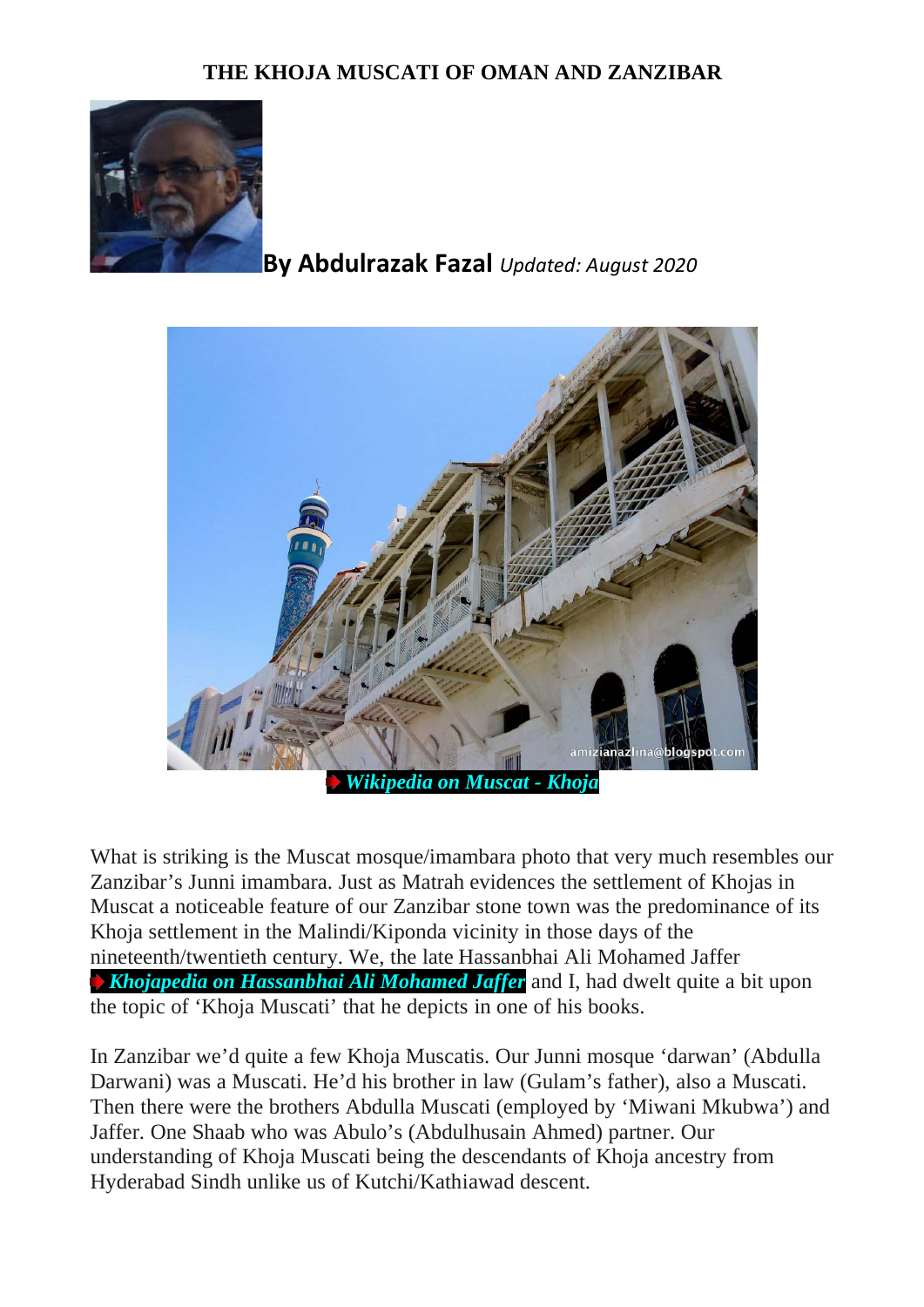# THE KHOJA MUSCATI OF OMAN AND ZANZIBAR

**By Abdulrazak Fazal** *Updated: August 2020*

***Wikipedia on Muscat - Khoja***

What is striking is the Muscat mosque/imambara photo that very much resembles our Zanzibar's Junni imambara. Just as Matrah evidences the settlement of Khojas in Muscat a noticeable feature of our Zanzibar stone town was the predominance of its Khoja settlement in the Malindi/Kiponda vicinity in those days of the nineteenth/twentieth century. We, the late Hassanbhai Ali Mohamed Jaffer ***Khojapedia on Hassanbhai Ali Mohamed Jaffer*** and I, had dwelt quite a bit upon the topic of 'Khoja Muscati' that he depicts in one of his books.

In Zanzibar we'd quite a few Khoja Muscatis. Our Junni mosque 'darwan' (Abdulla Darwani) was a Muscati. He'd his brother in law (Gulam's father), also a Muscati. Then there were the brothers Abdulla Muscati (employed by 'Miwani Mkubwa') and Jaffer. One Shaab who was Abulo's (Abdulhusain Ahmed) partner. Our understanding of Khoja Muscati being the descendants of Khoja ancestry from Hyderabad Sindh unlike us of Kutchi/Kathiawad descent.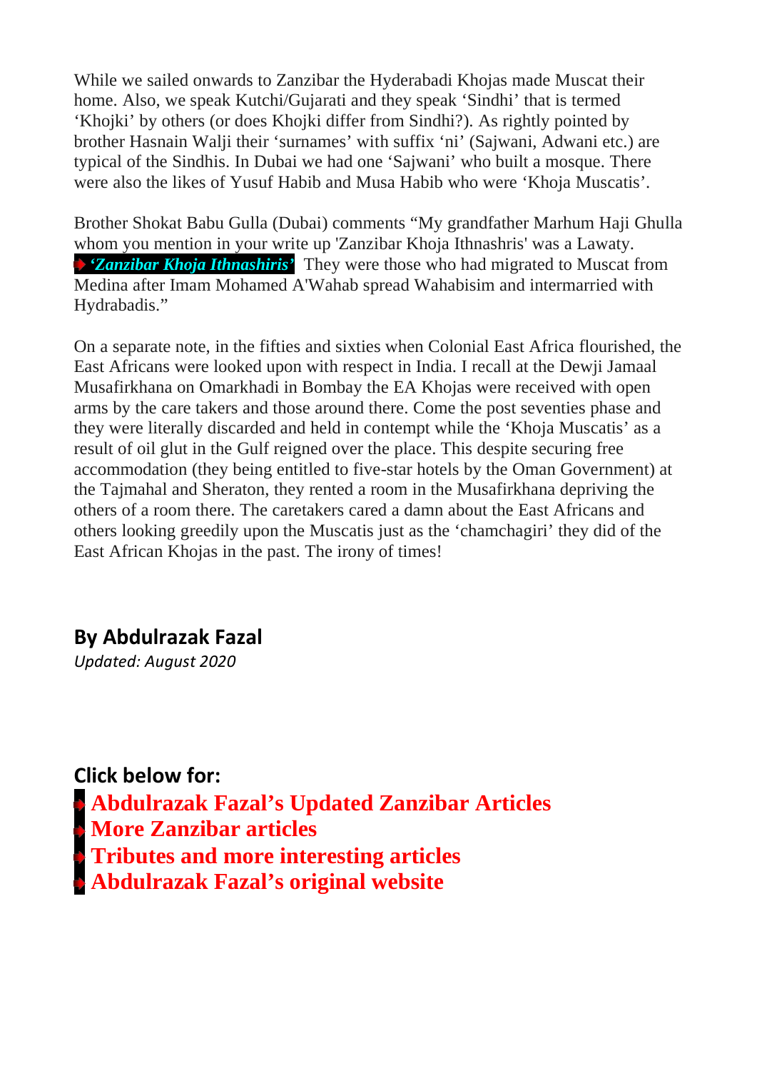While we sailed onwards to Zanzibar the Hyderabadi Khojas made Muscat their home. Also, we speak Kutchi/Gujarati and they speak 'Sindhi' that is termed 'Khojki' by others (or does Khojki differ from Sindhi?). As rightly pointed by brother Hasnain Walji their 'surnames' with suffix 'ni' (Sajwani, Adwani etc.) are typical of the Sindhis. In Dubai we had one 'Sajwani' who built a mosque. There were also the likes of Yusuf Habib and Musa Habib who were 'Khoja Muscatis'.

Brother Shokat Babu Gulla (Dubai) comments "My grandfather Marhum Haji Ghulla whom you mention in your write up 'Zanzibar Khoja Ithnashris' was a Lawaty. ***'Zanzibar Khoja Ithnashiris'*** They were those who had migrated to Muscat from Medina after Imam Mohamed A'Wahab spread Wahabisim and intermarried with Hydrabadis."

On a separate note, in the fifties and sixties when Colonial East Africa flourished, the East Africans were looked upon with respect in India. I recall at the Dewji Jamaal Musafirkhana on Omarkhadi in Bombay the EA Khojas were received with open arms by the care takers and those around there. Come the post seventies phase and they were literally discarded and held in contempt while the 'Khoja Muscatis' as a result of oil glut in the Gulf reigned over the place. This despite securing free accommodation (they being entitled to five-star hotels by the Oman Government) at the Tajmahal and Sheraton, they rented a room in the Musafirkhana depriving the others of a room there. The caretakers cared a damn about the East Africans and others looking greedily upon the Muscatis just as the 'chamchagiri' they did of the East African Khojas in the past. The irony of times!

**By Abdulrazak Fazal**
*Updated: August 2020*

**Click below for:**

- **Abdulrazak Fazal's Updated Zanzibar Articles**
- **More Zanzibar articles**
- **Tributes and more interesting articles**
- **Abdulrazak Fazal's original website**